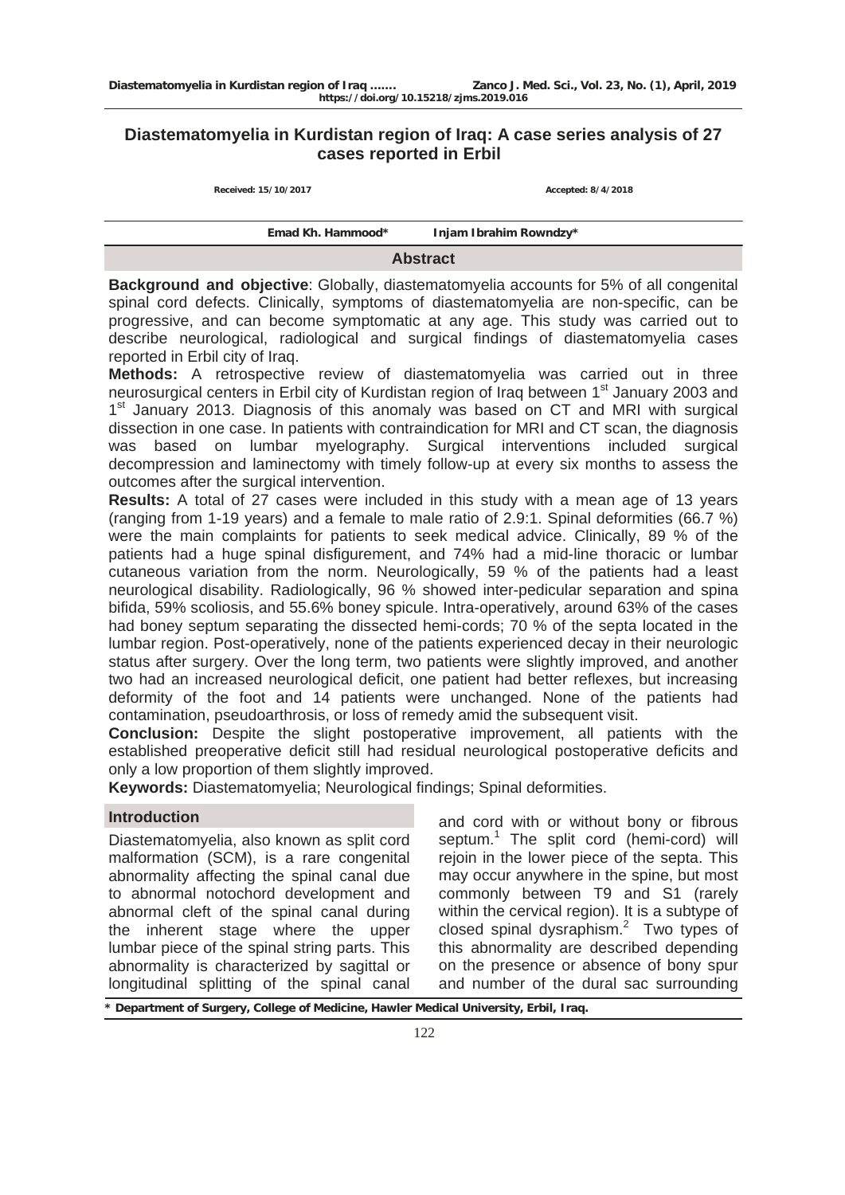# Diastematomyelia in Kurdistan region of Iraq: A case series analysis of 27 cases reported in Erbil

Received: 15/10/2017 Accepted: 8/4/2018

Emad Kh. Hammood* Injam Ibrahim Rowndzy*

## Abstract

**Background and objective**: Globally, diastematomyelia accounts for 5% of all congenital spinal cord defects. Clinically, symptoms of diastematomyelia are non-specific, can be progressive, and can become symptomatic at any age. This study was carried out to describe neurological, radiological and surgical findings of diastematomyelia cases reported in Erbil city of Iraq.

**Methods:** A retrospective review of diastematomyelia was carried out in three neurosurgical centers in Erbil city of Kurdistan region of Iraq between 1st January 2003 and 1st January 2013. Diagnosis of this anomaly was based on CT and MRI with surgical dissection in one case. In patients with contraindication for MRI and CT scan, the diagnosis was based on lumbar myelography. Surgical interventions included surgical decompression and laminectomy with timely follow-up at every six months to assess the outcomes after the surgical intervention.

**Results:** A total of 27 cases were included in this study with a mean age of 13 years (ranging from 1-19 years) and a female to male ratio of 2.9:1. Spinal deformities (66.7 %) were the main complaints for patients to seek medical advice. Clinically, 89 % of the patients had a huge spinal disfigurement, and 74% had a mid-line thoracic or lumbar cutaneous variation from the norm. Neurologically, 59 % of the patients had a least neurological disability. Radiologically, 96 % showed inter-pedicular separation and spina bifida, 59% scoliosis, and 55.6% boney spicule. Intra-operatively, around 63% of the cases had boney septum separating the dissected hemi-cords; 70 % of the septa located in the lumbar region. Post-operatively, none of the patients experienced decay in their neurologic status after surgery. Over the long term, two patients were slightly improved, and another two had an increased neurological deficit, one patient had better reflexes, but increasing deformity of the foot and 14 patients were unchanged. None of the patients had contamination, pseudoarthrosis, or loss of remedy amid the subsequent visit.

**Conclusion:** Despite the slight postoperative improvement, all patients with the established preoperative deficit still had residual neurological postoperative deficits and only a low proportion of them slightly improved.

**Keywords:** Diastematomyelia; Neurological findings; Spinal deformities.

## Introduction

Diastematomyelia, also known as split cord malformation (SCM), is a rare congenital abnormality affecting the spinal canal due to abnormal notochord development and abnormal cleft of the spinal canal during the inherent stage where the upper lumbar piece of the spinal string parts. This abnormality is characterized by sagittal or longitudinal splitting of the spinal canal and cord with or without bony or fibrous septum.[1] The split cord (hemi-cord) will rejoin in the lower piece of the septa. This may occur anywhere in the spine, but most commonly between T9 and S1 (rarely within the cervical region). It is a subtype of closed spinal dysraphism.[2] Two types of this abnormality are described depending on the presence or absence of bony spur and number of the dural sac surrounding

\* Department of Surgery, College of Medicine, Hawler Medical University, Erbil, Iraq.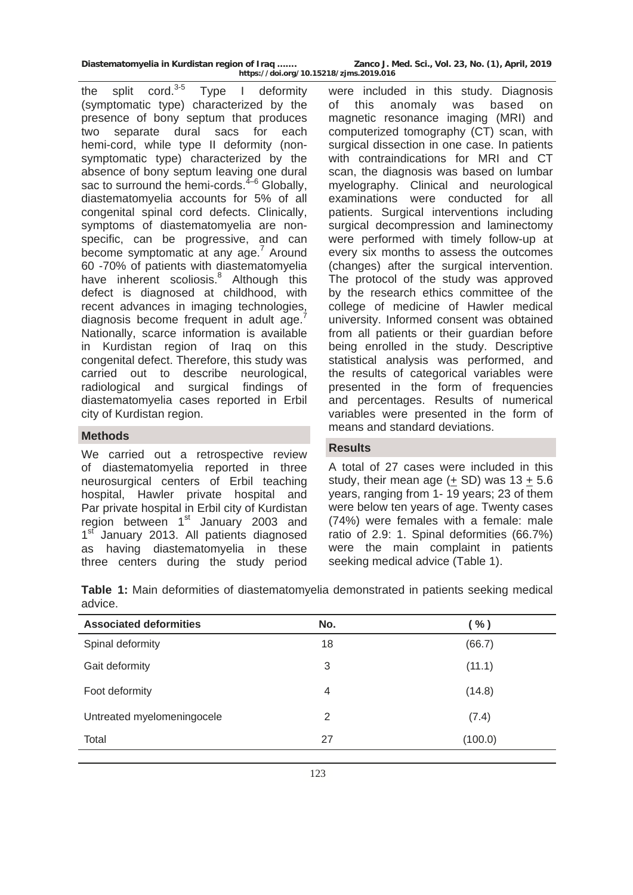the split cord.[3-5] Type I deformity (symptomatic type) characterized by the presence of bony septum that produces two separate dural sacs for each hemi-cord, while type II deformity (non-symptomatic type) characterized by the absence of bony septum leaving one dural sac to surround the hemi-cords.[4–6] Globally, diastematomyelia accounts for 5% of all congenital spinal cord defects. Clinically, symptoms of diastematomyelia are non-specific, can be progressive, and can become symptomatic at any age.[7] Around 60 -70% of patients with diastematomyelia have inherent scoliosis.[8] Although this defect is diagnosed at childhood, with recent advances in imaging technologies, diagnosis become frequent in adult age.[7] Nationally, scarce information is available in Kurdistan region of Iraq on this congenital defect. Therefore, this study was carried out to describe neurological, radiological and surgical findings of diastematomyelia cases reported in Erbil city of Kurdistan region.

## Methods

We carried out a retrospective review of diastematomyelia reported in three neurosurgical centers of Erbil teaching hospital, Hawler private hospital and Par private hospital in Erbil city of Kurdistan region between 1st January 2003 and 1st January 2013. All patients diagnosed as having diastematomyelia in these three centers during the study period were included in this study. Diagnosis of this anomaly was based on magnetic resonance imaging (MRI) and computerized tomography (CT) scan, with surgical dissection in one case. In patients with contraindications for MRI and CT scan, the diagnosis was based on lumbar myelography. Clinical and neurological examinations were conducted for all patients. Surgical interventions including surgical decompression and laminectomy were performed with timely follow-up at every six months to assess the outcomes (changes) after the surgical intervention. The protocol of the study was approved by the research ethics committee of the college of medicine of Hawler medical university. Informed consent was obtained from all patients or their guardian before being enrolled in the study. Descriptive statistical analysis was performed, and the results of categorical variables were presented in the form of frequencies and percentages. Results of numerical variables were presented in the form of means and standard deviations.

## Results

A total of 27 cases were included in this study, their mean age ($\pm$ SD) was $13 \pm 5.6$ years, ranging from 1- 19 years; 23 of them were below ten years of age. Twenty cases (74%) were females with a female: male ratio of 2.9: 1. Spinal deformities (66.7%) were the main complaint in patients seeking medical advice (Table 1).

**Table 1:** Main deformities of diastematomyelia demonstrated in patients seeking medical advice.

| Associated deformities | No. | (%) |
|---|---|---|
| Spinal deformity | 18 | (66.7) |
| Gait deformity | 3 | (11.1) |
| Foot deformity | 4 | (14.8) |
| Untreated myelomeningocele | 2 | (7.4) |
| Total | 27 | (100.0) |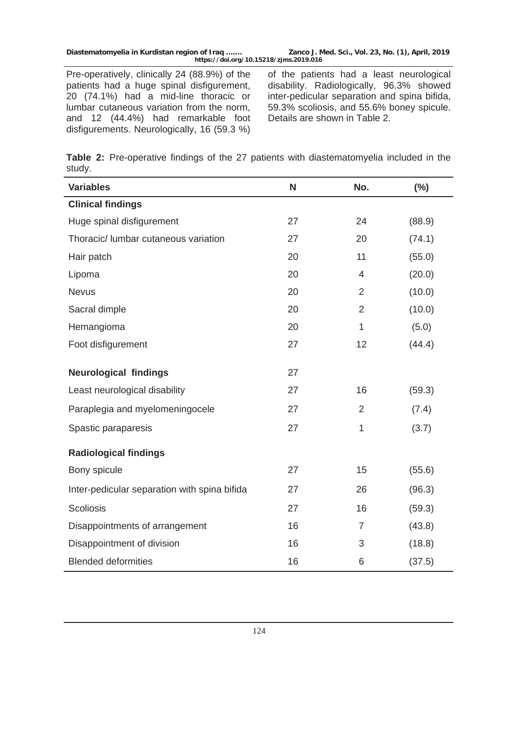Pre-operatively, clinically 24 (88.9%) of the patients had a huge spinal disfigurement, 20 (74.1%) had a mid-line thoracic or lumbar cutaneous variation from the norm, and 12 (44.4%) had remarkable foot disfigurements. Neurologically, 16 (59.3 %) of the patients had a least neurological disability. Radiologically, 96.3% showed inter-pedicular separation and spina bifida, 59.3% scoliosis, and 55.6% boney spicule. Details are shown in Table 2.

**Table 2:** Pre-operative findings of the 27 patients with diastematomyelia included in the study.

| Variables | N | No. | (%) |
|---|---|---|---|
| **Clinical findings** | | | |
| Huge spinal disfigurement | 27 | 24 | (88.9) |
| Thoracic/ lumbar cutaneous variation | 27 | 20 | (74.1) |
| Hair patch | 20 | 11 | (55.0) |
| Lipoma | 20 | 4 | (20.0) |
| Nevus | 20 | 2 | (10.0) |
| Sacral dimple | 20 | 2 | (10.0) |
| Hemangioma | 20 | 1 | (5.0) |
| Foot disfigurement | 27 | 12 | (44.4) |
| **Neurological findings** | 27 | | |
| Least neurological disability | 27 | 16 | (59.3) |
| Paraplegia and myelomeningocele | 27 | 2 | (7.4) |
| Spastic paraparesis | 27 | 1 | (3.7) |
| **Radiological findings** | | | |
| Bony spicule | 27 | 15 | (55.6) |
| Inter-pedicular separation with spina bifida | 27 | 26 | (96.3) |
| Scoliosis | 27 | 16 | (59.3) |
| Disappointments of arrangement | 16 | 7 | (43.8) |
| Disappointment of division | 16 | 3 | (18.8) |
| Blended deformities | 16 | 6 | (37.5) |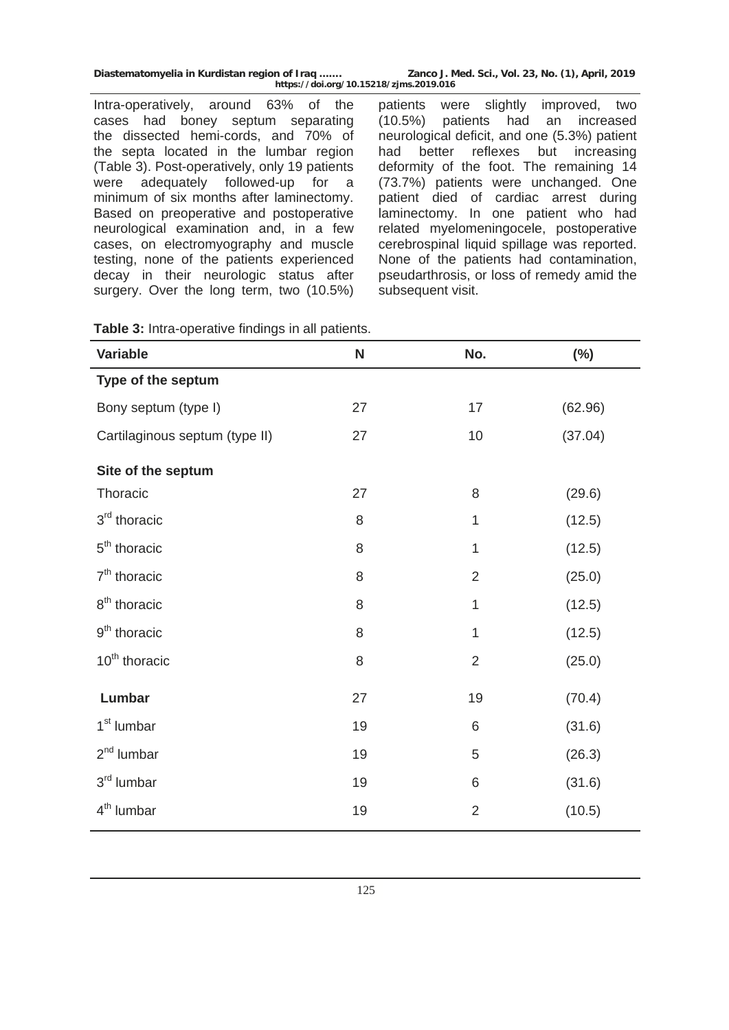Intra-operatively, around 63% of the cases had boney septum separating the dissected hemi-cords, and 70% of the septa located in the lumbar region (Table 3). Post-operatively, only 19 patients were adequately followed-up for a minimum of six months after laminectomy. Based on preoperative and postoperative neurological examination and, in a few cases, on electromyography and muscle testing, none of the patients experienced decay in their neurologic status after surgery. Over the long term, two (10.5%) patients were slightly improved, two (10.5%) patients had an increased neurological deficit, and one (5.3%) patient had better reflexes but increasing deformity of the foot. The remaining 14 (73.7%) patients were unchanged. One patient died of cardiac arrest during laminectomy. In one patient who had related myelomeningocele, postoperative cerebrospinal liquid spillage was reported. None of the patients had contamination, pseudarthrosis, or loss of remedy amid the subsequent visit.

**Table 3:** Intra-operative findings in all patients.

| Variable | N | No. | (%) |
| --- | --- | --- | --- |
| **Type of the septum** | | | |
| Bony septum (type I) | 27 | 17 | (62.96) |
| Cartilaginous septum (type II) | 27 | 10 | (37.04) |
| **Site of the septum** | | | |
| Thoracic | 27 | 8 | (29.6) |
| 3rd thoracic | 8 | 1 | (12.5) |
| 5th thoracic | 8 | 1 | (12.5) |
| 7th thoracic | 8 | 2 | (25.0) |
| 8th thoracic | 8 | 1 | (12.5) |
| 9th thoracic | 8 | 1 | (12.5) |
| 10th thoracic | 8 | 2 | (25.0) |
| **Lumbar** | 27 | 19 | (70.4) |
| 1st lumbar | 19 | 6 | (31.6) |
| 2nd lumbar | 19 | 5 | (26.3) |
| 3rd lumbar | 19 | 6 | (31.6) |
| 4th lumbar | 19 | 2 | (10.5) |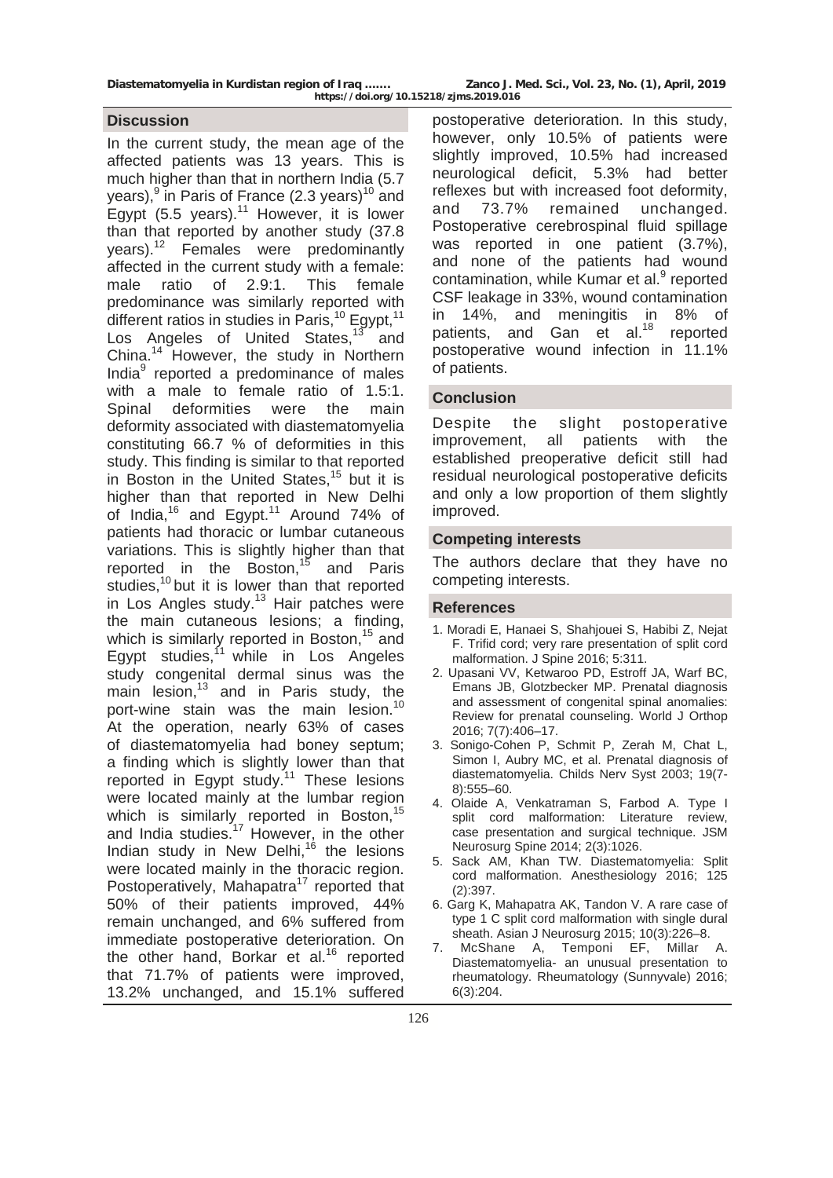## Discussion

In the current study, the mean age of the affected patients was 13 years. This is much higher than that in northern India (5.7 years),[9] in Paris of France (2.3 years)[10] and Egypt (5.5 years).[11] However, it is lower than that reported by another study (37.8 years).[12] Females were predominantly affected in the current study with a female: male ratio of 2.9:1. This female predominance was similarly reported with different ratios in studies in Paris,[10] Egypt,[11] Los Angeles of United States,[13] and China.[14] However, the study in Northern India[9] reported a predominance of males with a male to female ratio of 1.5:1. Spinal deformities were the main deformity associated with diastematomyelia constituting 66.7 % of deformities in this study. This finding is similar to that reported in Boston in the United States,[15] but it is higher than that reported in New Delhi of India,[16] and Egypt.[11] Around 74% of patients had thoracic or lumbar cutaneous variations. This is slightly higher than that reported in the Boston,[15] and Paris studies,[10] but it is lower than that reported in Los Angles study.[13] Hair patches were the main cutaneous lesions; a finding, which is similarly reported in Boston,[15] and Egypt studies,[11] while in Los Angeles study congenital dermal sinus was the main lesion,[13] and in Paris study, the port-wine stain was the main lesion.[10] At the operation, nearly 63% of cases of diastematomyelia had boney septum; a finding which is slightly lower than that reported in Egypt study.[11] These lesions were located mainly at the lumbar region which is similarly reported in Boston,[15] and India studies.[17] However, in the other Indian study in New Delhi,[16] the lesions were located mainly in the thoracic region. Postoperatively, Mahapatra[17] reported that 50% of their patients improved, 44% remain unchanged, and 6% suffered from immediate postoperative deterioration. On the other hand, Borkar et al.[16] reported that 71.7% of patients were improved, 13.2% unchanged, and 15.1% suffered postoperative deterioration. In this study, however, only 10.5% of patients were slightly improved, 10.5% had increased neurological deficit, 5.3% had better reflexes but with increased foot deformity, and 73.7% remained unchanged. Postoperative cerebrospinal fluid spillage was reported in one patient (3.7%), and none of the patients had wound contamination, while Kumar et al.[9] reported CSF leakage in 33%, wound contamination in 14%, and meningitis in 8% of patients, and Gan et al.[18] reported postoperative wound infection in 11.1% of patients.

## Conclusion

Despite the slight postoperative improvement, all patients with the established preoperative deficit still had residual neurological postoperative deficits and only a low proportion of them slightly improved.

## Competing interests

The authors declare that they have no competing interests.

## References

1. Moradi E, Hanaei S, Shahjouei S, Habibi Z, Nejat F. Trifid cord; very rare presentation of split cord malformation. J Spine 2016; 5:311.
2. Upasani VV, Ketwaroo PD, Estroff JA, Warf BC, Emans JB, Glotzbecker MP. Prenatal diagnosis and assessment of congenital spinal anomalies: Review for prenatal counseling. World J Orthop 2016; 7(7):406–17.
3. Sonigo-Cohen P, Schmit P, Zerah M, Chat L, Simon I, Aubry MC, et al. Prenatal diagnosis of diastematomyelia. Childs Nerv Syst 2003; 19(7-8):555–60.
4. Olaide A, Venkatraman S, Farbod A. Type I split cord malformation: Literature review, case presentation and surgical technique. JSM Neurosurg Spine 2014; 2(3):1026.
5. Sack AM, Khan TW. Diastematomyelia: Split cord malformation. Anesthesiology 2016; 125 (2):397.
6. Garg K, Mahapatra AK, Tandon V. A rare case of type 1 C split cord malformation with single dural sheath. Asian J Neurosurg 2015; 10(3):226–8.
7. McShane A, Temponi EF, Millar A. Diastematomyelia- an unusual presentation to rheumatology. Rheumatology (Sunnyvale) 2016; 6(3):204.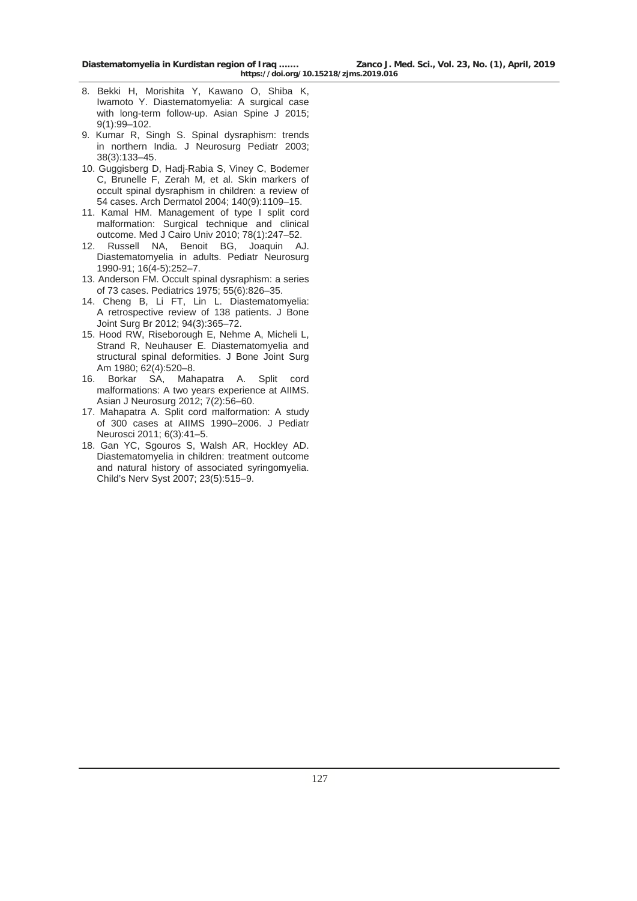8. Bekki H, Morishita Y, Kawano O, Shiba K, Iwamoto Y. Diastematomyelia: A surgical case with long-term follow-up. Asian Spine J 2015; 9(1):99–102.
9. Kumar R, Singh S. Spinal dysraphism: trends in northern India. J Neurosurg Pediatr 2003; 38(3):133–45.
10. Guggisberg D, Hadj-Rabia S, Viney C, Bodemer C, Brunelle F, Zerah M, et al. Skin markers of occult spinal dysraphism in children: a review of 54 cases. Arch Dermatol 2004; 140(9):1109–15.
11. Kamal HM. Management of type I split cord malformation: Surgical technique and clinical outcome. Med J Cairo Univ 2010; 78(1):247–52.
12. Russell NA, Benoit BG, Joaquin AJ. Diastematomyelia in adults. Pediatr Neurosurg 1990-91; 16(4-5):252–7.
13. Anderson FM. Occult spinal dysraphism: a series of 73 cases. Pediatrics 1975; 55(6):826–35.
14. Cheng B, Li FT, Lin L. Diastematomyelia: A retrospective review of 138 patients. J Bone Joint Surg Br 2012; 94(3):365–72.
15. Hood RW, Riseborough E, Nehme A, Micheli L, Strand R, Neuhauser E. Diastematomyelia and structural spinal deformities. J Bone Joint Surg Am 1980; 62(4):520–8.
16. Borkar SA, Mahapatra A. Split cord malformations: A two years experience at AIIMS. Asian J Neurosurg 2012; 7(2):56–60.
17. Mahapatra A. Split cord malformation: A study of 300 cases at AIIMS 1990–2006. J Pediatr Neurosci 2011; 6(3):41–5.
18. Gan YC, Sgouros S, Walsh AR, Hockley AD. Diastematomyelia in children: treatment outcome and natural history of associated syringomyelia. Child's Nerv Syst 2007; 23(5):515–9.